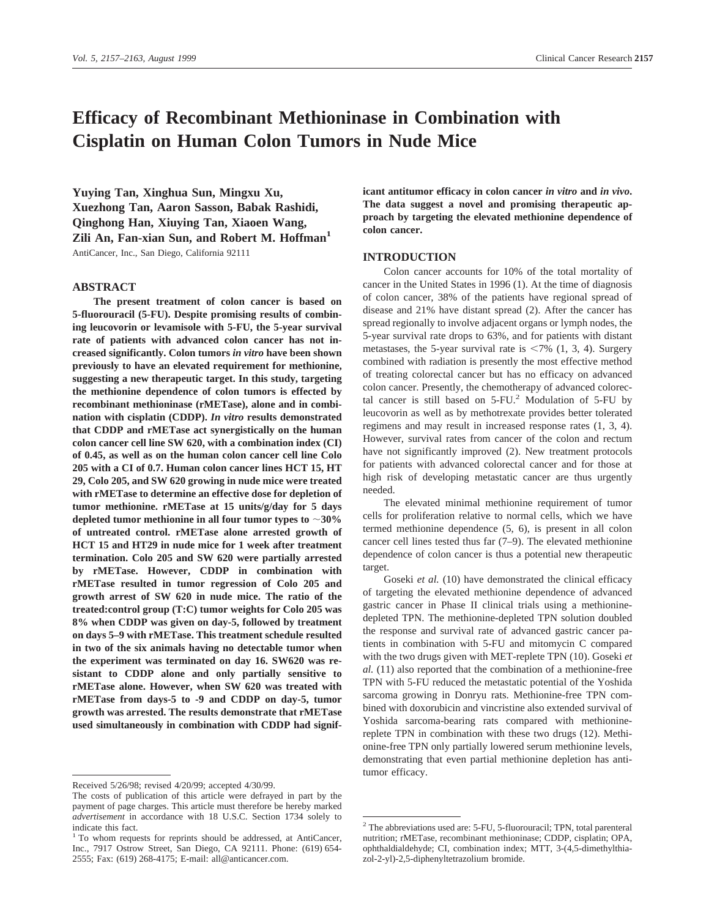# Efficacy of Recombinant Methioninase in Combination with Cisplatin on Human Colon Tumors in Nude Mice

**Yuying Tan, Xinghua Sun, Mingxu Xu, Xuezhong Tan, Aaron Sasson, Babak Rashidi, Qinghong Han, Xiuying Tan, Xiaoen Wang, Zili An, Fan-xian Sun, and Robert M. Hoffman**[1]

AntiCancer, Inc., San Diego, California 92111

## ABSTRACT

**The present treatment of colon cancer is based on 5-fluorouracil (5-FU). Despite promising results of combining leucovorin or levamisole with 5-FU, the 5-year survival rate of patients with advanced colon cancer has not increased significantly. Colon tumors *in vitro* have been shown previously to have an elevated requirement for methionine, suggesting a new therapeutic target. In this study, targeting the methionine dependence of colon tumors is effected by recombinant methioninase (rMETase), alone and in combination with cisplatin (CDDP). *In vitro* results demonstrated that CDDP and rMETase act synergistically on the human colon cancer cell line SW 620, with a combination index (CI) of 0.45, as well as on the human colon cancer cell line Colo 205 with a CI of 0.7. Human colon cancer lines HCT 15, HT 29, Colo 205, and SW 620 growing in nude mice were treated with rMETase to determine an effective dose for depletion of tumor methionine. rMETase at 15 units/g/day for 5 days depleted tumor methionine in all four tumor types to ~30% of untreated control. rMETase alone arrested growth of HCT 15 and HT29 in nude mice for 1 week after treatment termination. Colo 205 and SW 620 were partially arrested by rMETase. However, CDDP in combination with rMETase resulted in tumor regression of Colo 205 and growth arrest of SW 620 in nude mice. The ratio of the treated:control group (T:C) tumor weights for Colo 205 was 8% when CDDP was given on day-5, followed by treatment on days 5–9 with rMETase. This treatment schedule resulted in two of the six animals having no detectable tumor when the experiment was terminated on day 16. SW620 was resistant to CDDP alone and only partially sensitive to rMETase alone. However, when SW 620 was treated with rMETase from days-5 to -9 and CDDP on day-5, tumor growth was arrested. The results demonstrate that rMETase used simultaneously in combination with CDDP had significant antitumor efficacy in colon cancer *in vitro* and *in vivo*. The data suggest a novel and promising therapeutic approach by targeting the elevated methionine dependence of colon cancer.**

## INTRODUCTION

Colon cancer accounts for 10% of the total mortality of cancer in the United States in 1996 (1). At the time of diagnosis of colon cancer, 38% of the patients have regional spread of disease and 21% have distant spread (2). After the cancer has spread regionally to involve adjacent organs or lymph nodes, the 5-year survival rate drops to 63%, and for patients with distant metastases, the 5-year survival rate is <7% (1, 3, 4). Surgery combined with radiation is presently the most effective method of treating colorectal cancer but has no efficacy on advanced colon cancer. Presently, the chemotherapy of advanced colorectal cancer is still based on 5-FU.[2] Modulation of 5-FU by leucovorin as well as by methotrexate provides better tolerated regimens and may result in increased response rates (1, 3, 4). However, survival rates from cancer of the colon and rectum have not significantly improved (2). New treatment protocols for patients with advanced colorectal cancer and for those at high risk of developing metastatic cancer are thus urgently needed.

The elevated minimal methionine requirement of tumor cells for proliferation relative to normal cells, which we have termed methionine dependence (5, 6), is present in all colon cancer cell lines tested thus far (7–9). The elevated methionine dependence of colon cancer is thus a potential new therapeutic target.

Goseki *et al.* (10) have demonstrated the clinical efficacy of targeting the elevated methionine dependence of advanced gastric cancer in Phase II clinical trials using a methionine-depleted TPN. The methionine-depleted TPN solution doubled the response and survival rate of advanced gastric cancer patients in combination with 5-FU and mitomycin C compared with the two drugs given with MET-replete TPN (10). Goseki *et al.* (11) also reported that the combination of a methionine-free TPN with 5-FU reduced the metastatic potential of the Yoshida sarcoma growing in Donryu rats. Methionine-free TPN combined with doxorubicin and vincristine also extended survival of Yoshida sarcoma-bearing rats compared with methionine-replete TPN in combination with these two drugs (12). Methionine-free TPN only partially lowered serum methionine levels, demonstrating that even partial methionine depletion has antitumor efficacy.

---

Received 5/26/98; revised 4/20/99; accepted 4/30/99.

The costs of publication of this article were defrayed in part by the payment of page charges. This article must therefore be hereby marked *advertisement* in accordance with 18 U.S.C. Section 1734 solely to indicate this fact.

[1] To whom requests for reprints should be addressed, at AntiCancer, Inc., 7917 Ostrow Street, San Diego, CA 92111. Phone: (619) 654-2555; Fax: (619) 268-4175; E-mail: all@anticancer.com.

[2] The abbreviations used are: 5-FU, 5-fluorouracil; TPN, total parenteral nutrition; rMETase, recombinant methioninase; CDDP, cisplatin; OPA, ophthaldialdehyde; CI, combination index; MTT, 3-(4,5-dimethylthiazol-2-yl)-2,5-diphenyltetrazolium bromide.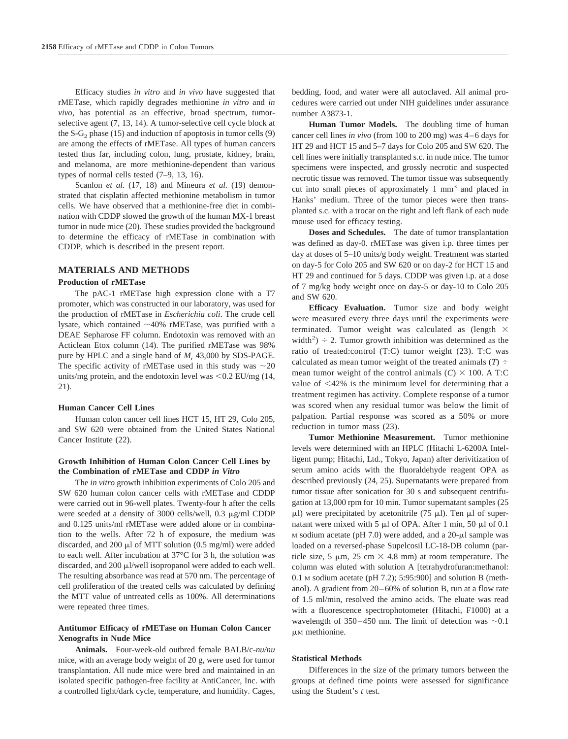Efficacy studies *in vitro* and *in vivo* have suggested that rMETase, which rapidly degrades methionine *in vitro* and *in vivo*, has potential as an effective, broad spectrum, tumor-selective agent (7, 13, 14). A tumor-selective cell cycle block at the S-$G_2$ phase (15) and induction of apoptosis in tumor cells (9) are among the effects of rMETase. All types of human cancers tested thus far, including colon, lung, prostate, kidney, brain, and melanoma, are more methionine-dependent than various types of normal cells tested (7–9, 13, 16).

Scanlon *et al.* (17, 18) and Mineura *et al.* (19) demonstrated that cisplatin affected methionine metabolism in tumor cells. We have observed that a methionine-free diet in combination with CDDP slowed the growth of the human MX-1 breast tumor in nude mice (20). These studies provided the background to determine the efficacy of rMETase in combination with CDDP, which is described in the present report.

## MATERIALS AND METHODS

### Production of rMETase

The pAC-1 rMETase high expression clone with a T7 promoter, which was constructed in our laboratory, was used for the production of rMETase in *Escherichia coli*. The crude cell lysate, which contained ~40% rMETase, was purified with a DEAE Sepharose FF column. Endotoxin was removed with an Acticlean Etox column (14). The purified rMETase was 98% pure by HPLC and a single band of $M_r$ 43,000 by SDS-PAGE. The specific activity of rMETase used in this study was ~20 units/mg protein, and the endotoxin level was <0.2 EU/mg (14, 21).

### Human Cancer Cell Lines

Human colon cancer cell lines HCT 15, HT 29, Colo 205, and SW 620 were obtained from the United States National Cancer Institute (22).

### Growth Inhibition of Human Colon Cancer Cell Lines by the Combination of rMETase and CDDP *in Vitro*

The *in vitro* growth inhibition experiments of Colo 205 and SW 620 human colon cancer cells with rMETase and CDDP were carried out in 96-well plates. Twenty-four h after the cells were seeded at a density of 3000 cells/well, 0.3 μg/ml CDDP and 0.125 units/ml rMETase were added alone or in combination to the wells. After 72 h of exposure, the medium was discarded, and 200 μl of MTT solution (0.5 mg/ml) were added to each well. After incubation at 37°C for 3 h, the solution was discarded, and 200 μl/well isopropanol were added to each well. The resulting absorbance was read at 570 nm. The percentage of cell proliferation of the treated cells was calculated by defining the MTT value of untreated cells as 100%. All determinations were repeated three times.

### Antitumor Efficacy of rMETase on Human Colon Cancer Xenografts in Nude Mice

**Animals.** Four-week-old outbred female BALB/c-*nu/nu* mice, with an average body weight of 20 g, were used for tumor transplantation. All nude mice were bred and maintained in an isolated specific pathogen-free facility at AntiCancer, Inc. with a controlled light/dark cycle, temperature, and humidity. Cages, bedding, food, and water were all autoclaved. All animal procedures were carried out under NIH guidelines under assurance number A3873-1.

**Human Tumor Models.** The doubling time of human cancer cell lines *in vivo* (from 100 to 200 mg) was 4–6 days for HT 29 and HCT 15 and 5–7 days for Colo 205 and SW 620. The cell lines were initially transplanted s.c. in nude mice. The tumor specimens were inspected, and grossly necrotic and suspected necrotic tissue was removed. The tumor tissue was subsequently cut into small pieces of approximately 1 $mm^3$ and placed in Hanks' medium. Three of the tumor pieces were then transplanted s.c. with a trocar on the right and left flank of each nude mouse used for efficacy testing.

**Doses and Schedules.** The date of tumor transplantation was defined as day-0. rMETase was given i.p. three times per day at doses of 5–10 units/g body weight. Treatment was started on day-5 for Colo 205 and SW 620 or on day-2 for HCT 15 and HT 29 and continued for 5 days. CDDP was given i.p. at a dose of 7 mg/kg body weight once on day-5 or day-10 to Colo 205 and SW 620.

**Efficacy Evaluation.** Tumor size and body weight were measured every three days until the experiments were terminated. Tumor weight was calculated as (length × $\text{width}^2$) ÷ 2. Tumor growth inhibition was determined as the ratio of treated:control (T:C) tumor weight (23). T:C was calculated as mean tumor weight of the treated animals (*T*) ÷ mean tumor weight of the control animals (*C*) × 100. A T:C value of <42% is the minimum level for determining that a treatment regimen has activity. Complete response of a tumor was scored when any residual tumor was below the limit of palpation. Partial response was scored as a 50% or more reduction in tumor mass (23).

**Tumor Methionine Measurement.** Tumor methionine levels were determined with an HPLC (Hitachi L-6200A Intelligent pump; Hitachi, Ltd., Tokyo, Japan) after derivitization of serum amino acids with the fluoraldehyde reagent OPA as described previously (24, 25). Supernatants were prepared from tumor tissue after sonication for 30 s and subsequent centrifugation at 13,000 rpm for 10 min. Tumor supernatant samples (25 μl) were precipitated by acetonitrile (75 μl). Ten μl of supernatant were mixed with 5 μl of OPA. After 1 min, 50 μl of 0.1 M sodium acetate (pH 7.0) were added, and a 20-μl sample was loaded on a reversed-phase Supelcosil LC-18-DB column (particle size, 5 μm, 25 cm × 4.8 mm) at room temperature. The column was eluted with solution A [tetrahydrofuran:methanol: 0.1 M sodium acetate (pH 7.2); 5:95:900] and solution B (methanol). A gradient from 20–60% of solution B, run at a flow rate of 1.5 ml/min, resolved the amino acids. The eluate was read with a fluorescence spectrophotometer (Hitachi, F1000) at a wavelength of 350–450 nm. The limit of detection was ~0.1 μM methionine.

### Statistical Methods

Differences in the size of the primary tumors between the groups at defined time points were assessed for significance using the Student's *t* test.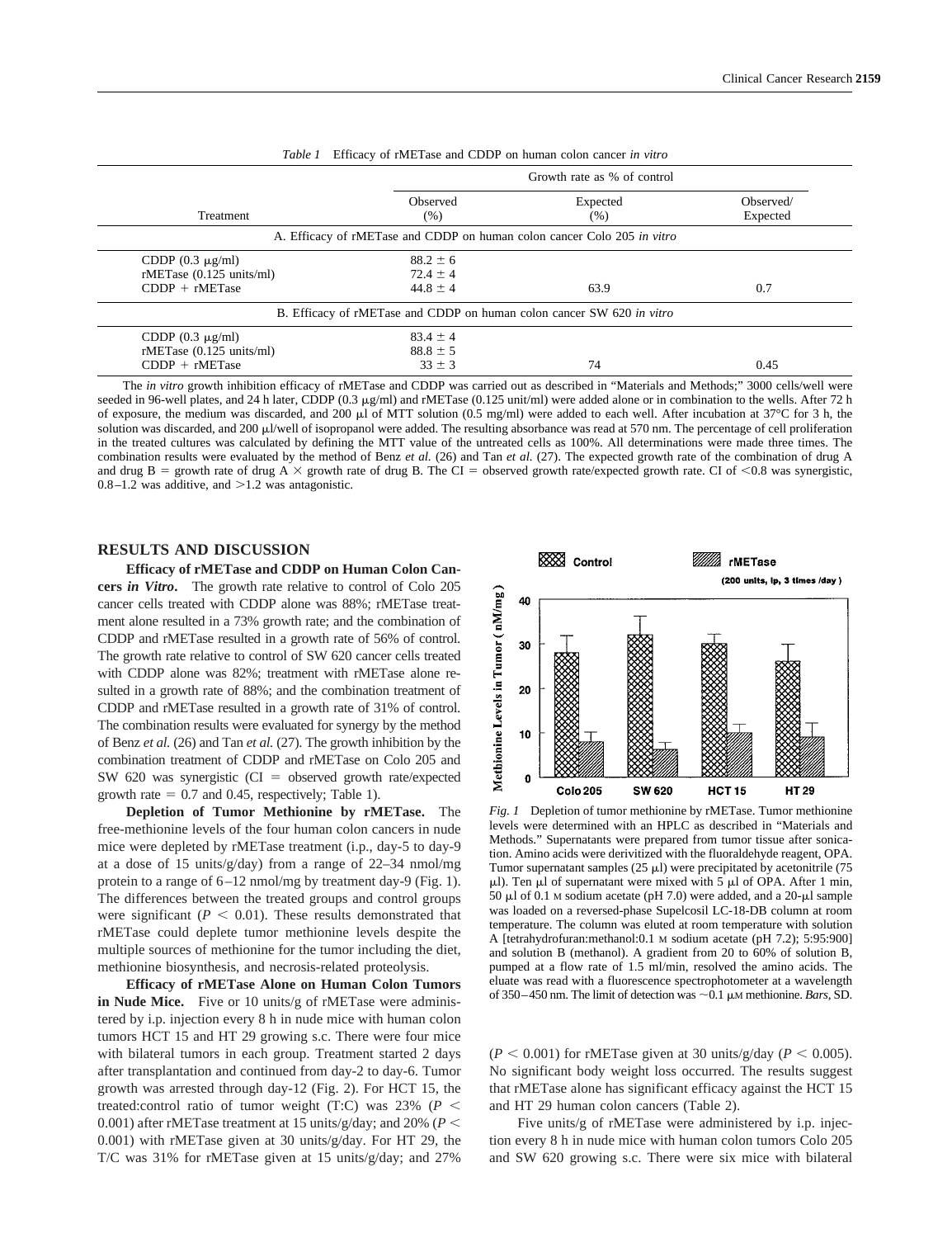*Table 1* Efficacy of rMETase and CDDP on human colon cancer *in vitro*

| Treatment | Growth rate as % of control | | |
|---|---|---|---|
| | Observed (%) | Expected (%) | Observed/ Expected |
| **A. Efficacy of rMETase and CDDP on human colon cancer Colo 205 *in vitro*** | | | |
| CDDP (0.3 μg/ml) | 88.2 ± 6 | | |
| rMETase (0.125 units/ml) | 72.4 ± 4 | | |
| CDDP + rMETase | 44.8 ± 4 | 63.9 | 0.7 |
| **B. Efficacy of rMETase and CDDP on human colon cancer SW 620 *in vitro*** | | | |
| CDDP (0.3 μg/ml) | 83.4 ± 4 | | |
| rMETase (0.125 units/ml) | 88.8 ± 5 | | |
| CDDP + rMETase | 33 ± 3 | 74 | 0.45 |

The *in vitro* growth inhibition efficacy of rMETase and CDDP was carried out as described in "Materials and Methods;" 3000 cells/well were seeded in 96-well plates, and 24 h later, CDDP (0.3 μg/ml) and rMETase (0.125 unit/ml) were added alone or in combination to the wells. After 72 h of exposure, the medium was discarded, and 200 μl of MTT solution (0.5 mg/ml) were added to each well. After incubation at 37°C for 3 h, the solution was discarded, and 200 μl/well of isopropanol were added. The resulting absorbance was read at 570 nm. The percentage of cell proliferation in the treated cultures was calculated by defining the MTT value of the untreated cells as 100%. All determinations were made three times. The combination results were evaluated by the method of Benz *et al.* (26) and Tan *et al.* (27). The expected growth rate of the combination of drug A and drug B = growth rate of drug A × growth rate of drug B. The CI = observed growth rate/expected growth rate. CI of <0.8 was synergistic, 0.8–1.2 was additive, and >1.2 was antagonistic.

## RESULTS AND DISCUSSION

**Efficacy of rMETase and CDDP on Human Colon Cancers *in Vitro*.** The growth rate relative to control of Colo 205 cancer cells treated with CDDP alone was 88%; rMETase treatment alone resulted in a 73% growth rate; and the combination of CDDP and rMETase resulted in a growth rate of 56% of control. The growth rate relative to control of SW 620 cancer cells treated with CDDP alone was 82%; treatment with rMETase alone resulted in a growth rate of 88%; and the combination treatment of CDDP and rMETase resulted in a growth rate of 31% of control. The combination results were evaluated for synergy by the method of Benz *et al.* (26) and Tan *et al.* (27). The growth inhibition by the combination treatment of CDDP and rMETase on Colo 205 and SW 620 was synergistic (CI = observed growth rate/expected growth rate = 0.7 and 0.45, respectively; Table 1).

**Depletion of Tumor Methionine by rMETase.** The free-methionine levels of the four human colon cancers in nude mice were depleted by rMETase treatment (i.p., day-5 to day-9 at a dose of 15 units/g/day) from a range of 22–34 nmol/mg protein to a range of 6–12 nmol/mg by treatment day-9 (Fig. 1). The differences between the treated groups and control groups were significant ($P < 0.01$). These results demonstrated that rMETase could deplete tumor methionine levels despite the multiple sources of methionine for the tumor including the diet, methionine biosynthesis, and necrosis-related proteolysis.

*Fig. 1* Depletion of tumor methionine by rMETase. Tumor methionine levels were determined with an HPLC as described in "Materials and Methods." Supernatants were prepared from tumor tissue after sonication. Amino acids were derivitized with the fluoraldehyde reagent, OPA. Tumor supernatant samples (25 μl) were precipitated by acetonitrile (75 μl). Ten μl of supernatant were mixed with 5 μl of OPA. After 1 min, 50 μl of 0.1 M sodium acetate (pH 7.0) were added, and a 20-μl sample was loaded on a reversed-phase Supelcosil LC-18-DB column at room temperature. The column was eluted at room temperature with solution A [tetrahydrofuran:methanol:0.1 M sodium acetate (pH 7.2); 5:95:900] and solution B (methanol). A gradient from 20 to 60% of solution B, pumped at a flow rate of 1.5 ml/min, resolved the amino acids. The eluate was read with a fluorescence spectrophotometer at a wavelength of 350–450 nm. The limit of detection was ~0.1 μM methionine. *Bars*, SD.

**Efficacy of rMETase Alone on Human Colon Tumors in Nude Mice.** Five or 10 units/g of rMETase were administered by i.p. injection every 8 h in nude mice with human colon tumors HCT 15 and HT 29 growing s.c. There were four mice with bilateral tumors in each group. Treatment started 2 days after transplantation and continued from day-2 to day-6. Tumor growth was arrested through day-12 (Fig. 2). For HCT 15, the treated:control ratio of tumor weight (T:C) was 23% ($P < 0.001$) after rMETase treatment at 15 units/g/day; and 20% ($P < 0.001$) with rMETase given at 30 units/g/day. For HT 29, the T/C was 31% for rMETase given at 15 units/g/day; and 27% ($P < 0.001$) for rMETase given at 30 units/g/day ($P < 0.005$). No significant body weight loss occurred. The results suggest that rMETase alone has significant efficacy against the HCT 15 and HT 29 human colon cancers (Table 2).

Five units/g of rMETase were administered by i.p. injection every 8 h in nude mice with human colon tumors Colo 205 and SW 620 growing s.c. There were six mice with bilateral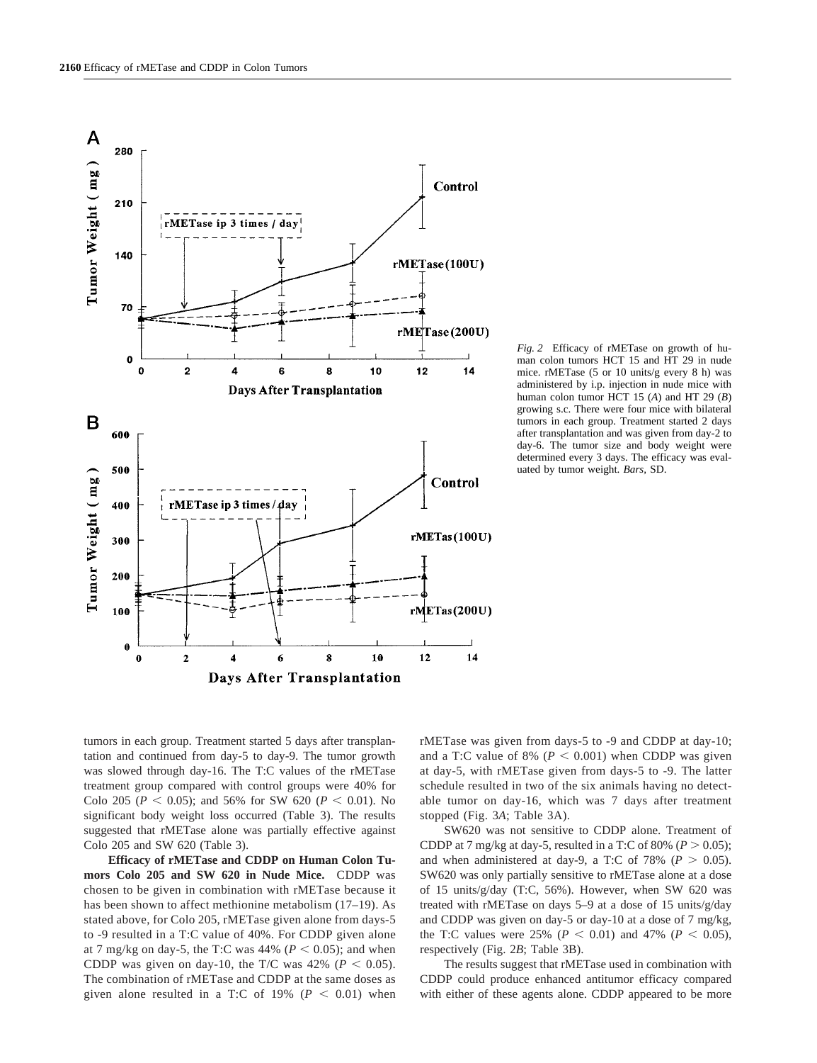*Fig. 2* Efficacy of rMETase on growth of human colon tumors HCT 15 and HT 29 in nude mice. rMETase (5 or 10 units/g every 8 h) was administered by i.p. injection in nude mice with human colon tumor HCT 15 (*A*) and HT 29 (*B*) growing s.c. There were four mice with bilateral tumors in each group. Treatment started 2 days after transplantation and was given from day-2 to day-6. The tumor size and body weight were determined every 3 days. The efficacy was evaluated by tumor weight. *Bars*, SD.

tumors in each group. Treatment started 5 days after transplantation and continued from day-5 to day-9. The tumor growth was slowed through day-16. The T:C values of the rMETase treatment group compared with control groups were 40% for Colo 205 ($P < 0.05$); and 56% for SW 620 ($P < 0.01$). No significant body weight loss occurred (Table 3). The results suggested that rMETase alone was partially effective against Colo 205 and SW 620 (Table 3).

**Efficacy of rMETase and CDDP on Human Colon Tumors Colo 205 and SW 620 in Nude Mice.** CDDP was chosen to be given in combination with rMETase because it has been shown to affect methionine metabolism (17–19). As stated above, for Colo 205, rMETase given alone from days-5 to -9 resulted in a T:C value of 40%. For CDDP given alone at 7 mg/kg on day-5, the T:C was 44% ($P < 0.05$); and when CDDP was given on day-10, the T/C was 42% ($P < 0.05$). The combination of rMETase and CDDP at the same doses as given alone resulted in a T:C of 19% ($P < 0.01$) when rMETase was given from days-5 to -9 and CDDP at day-10; and a T:C value of 8% ($P < 0.001$) when CDDP was given at day-5, with rMETase given from days-5 to -9. The latter schedule resulted in two of the six animals having no detectable tumor on day-16, which was 7 days after treatment stopped (Fig. 3*A*; Table 3A).

SW620 was not sensitive to CDDP alone. Treatment of CDDP at 7 mg/kg at day-5, resulted in a T:C of 80% ($P > 0.05$); and when administered at day-9, a T:C of 78% ($P > 0.05$). SW620 was only partially sensitive to rMETase alone at a dose of 15 units/g/day (T:C, 56%). However, when SW 620 was treated with rMETase on days 5–9 at a dose of 15 units/g/day and CDDP was given on day-5 or day-10 at a dose of 7 mg/kg, the T:C values were 25% ($P < 0.01$) and 47% ($P < 0.05$), respectively (Fig. 2*B*; Table 3B).

The results suggest that rMETase used in combination with CDDP could produce enhanced antitumor efficacy compared with either of these agents alone. CDDP appeared to be more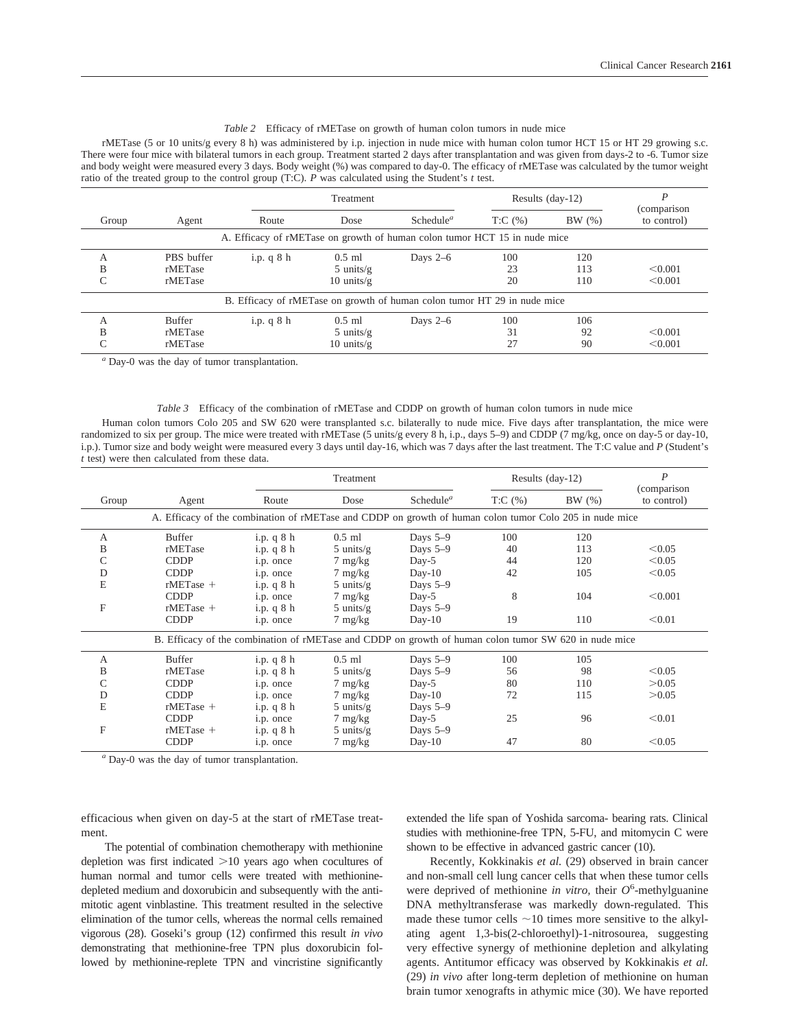*Table 2* Efficacy of rMETase on growth of human colon tumors in nude mice

rMETase (5 or 10 units/g every 8 h) was administered by i.p. injection in nude mice with human colon tumor HCT 15 or HT 29 growing s.c. There were four mice with bilateral tumors in each group. Treatment started 2 days after transplantation and was given from days-2 to -6. Tumor size and body weight were measured every 3 days. Body weight (%) was compared to day-0. The efficacy of rMETase was calculated by the tumor weight ratio of the treated group to the control group (T:C). *P* was calculated using the Student's *t* test.

| Group | Agent | Treatment | | | Results (day-12) | | *P* (comparison to control) |
|---|---|---|---|---|---|---|---|
| | | Route | Dose | Schedule[a] | T:C (%) | BW (%) | |
| A. Efficacy of rMETase on growth of human colon tumor HCT 15 in nude mice | | | | | | | |
| A | PBS buffer | i.p. q 8 h | 0.5 ml | Days 2–6 | 100 | 120 | |
| B | rMETase | | 5 units/g | | 23 | 113 | <0.001 |
| C | rMETase | | 10 units/g | | 20 | 110 | <0.001 |
| B. Efficacy of rMETase on growth of human colon tumor HT 29 in nude mice | | | | | | | |
| A | Buffer | i.p. q 8 h | 0.5 ml | Days 2–6 | 100 | 106 | |
| B | rMETase | | 5 units/g | | 31 | 92 | <0.001 |
| C | rMETase | | 10 units/g | | 27 | 90 | <0.001 |

[a] Day-0 was the day of tumor transplantation.

*Table 3* Efficacy of the combination of rMETase and CDDP on growth of human colon tumors in nude mice

Human colon tumors Colo 205 and SW 620 were transplanted s.c. bilaterally to nude mice. Five days after transplantation, the mice were randomized to six per group. The mice were treated with rMETase (5 units/g every 8 h, i.p., days 5–9) and CDDP (7 mg/kg, once on day-5 or day-10, i.p.). Tumor size and body weight were measured every 3 days until day-16, which was 7 days after the last treatment. The T:C value and *P* (Student's *t* test) were then calculated from these data.

| Group | Agent | Treatment | | | Results (day-12) | | *P* (comparison to control) |
|---|---|---|---|---|---|---|---|
| | | Route | Dose | Schedule[a] | T:C (%) | BW (%) | |
| A. Efficacy of the combination of rMETase and CDDP on growth of human colon tumor Colo 205 in nude mice | | | | | | | |
| A | Buffer | i.p. q 8 h | 0.5 ml | Days 5–9 | 100 | 120 | |
| B | rMETase | i.p. q 8 h | 5 units/g | Days 5–9 | 40 | 113 | <0.05 |
| C | CDDP | i.p. once | 7 mg/kg | Day-5 | 44 | 120 | <0.05 |
| D | CDDP | i.p. once | 7 mg/kg | Day-10 | 42 | 105 | <0.05 |
| E | rMETase + | i.p. q 8 h | 5 units/g | Days 5–9 | | | |
| | CDDP | i.p. once | 7 mg/kg | Day-5 | 8 | 104 | <0.001 |
| F | rMETase + | i.p. q 8 h | 5 units/g | Days 5–9 | | | |
| | CDDP | i.p. once | 7 mg/kg | Day-10 | 19 | 110 | <0.01 |
| B. Efficacy of the combination of rMETase and CDDP on growth of human colon tumor SW 620 in nude mice | | | | | | | |
| A | Buffer | i.p. q 8 h | 0.5 ml | Days 5–9 | 100 | 105 | |
| B | rMETase | i.p. q 8 h | 5 units/g | Days 5–9 | 56 | 98 | <0.05 |
| C | CDDP | i.p. once | 7 mg/kg | Day-5 | 80 | 110 | >0.05 |
| D | CDDP | i.p. once | 7 mg/kg | Day-10 | 72 | 115 | >0.05 |
| E | rMETase + | i.p. q 8 h | 5 units/g | Days 5–9 | | | |
| | CDDP | i.p. once | 7 mg/kg | Day-5 | 25 | 96 | <0.01 |
| F | rMETase + | i.p. q 8 h | 5 units/g | Days 5–9 | | | |
| | CDDP | i.p. once | 7 mg/kg | Day-10 | 47 | 80 | <0.05 |

[a] Day-0 was the day of tumor transplantation.

efficacious when given on day-5 at the start of rMETase treatment.

The potential of combination chemotherapy with methionine depletion was first indicated >10 years ago when cocultures of human normal and tumor cells were treated with methionine-depleted medium and doxorubicin and subsequently with the antimitotic agent vinblastine. This treatment resulted in the selective elimination of the tumor cells, whereas the normal cells remained vigorous (28). Goseki's group (12) confirmed this result *in vivo* demonstrating that methionine-free TPN plus doxorubicin followed by methionine-replete TPN and vincristine significantly extended the life span of Yoshida sarcoma- bearing rats. Clinical studies with methionine-free TPN, 5-FU, and mitomycin C were shown to be effective in advanced gastric cancer (10).

Recently, Kokkinakis *et al.* (29) observed in brain cancer and non-small cell lung cancer cells that when these tumor cells were deprived of methionine *in vitro*, their $O^6$-methylguanine DNA methyltransferase was markedly down-regulated. This made these tumor cells ~10 times more sensitive to the alkylating agent 1,3-bis(2-chloroethyl)-1-nitrosourea, suggesting very effective synergy of methionine depletion and alkylating agents. Antitumor efficacy was observed by Kokkinakis *et al.* (29) *in vivo* after long-term depletion of methionine on human brain tumor xenografts in athymic mice (30). We have reported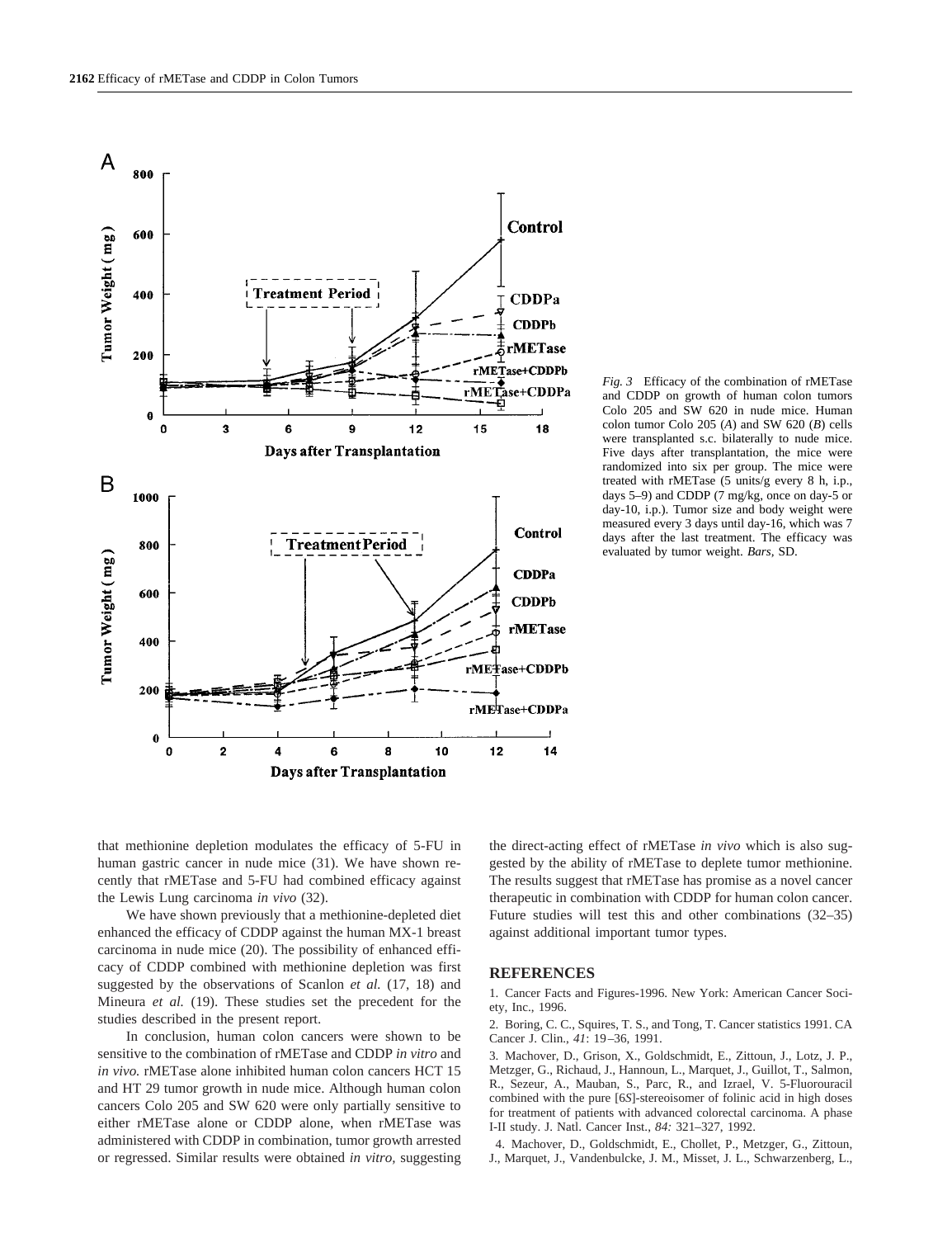*Fig. 3* Efficacy of the combination of rMETase and CDDP on growth of human colon tumors Colo 205 and SW 620 in nude mice. Human colon tumor Colo 205 (*A*) and SW 620 (*B*) cells were transplanted s.c. bilaterally to nude mice. Five days after transplantation, the mice were randomized into six per group. The mice were treated with rMETase (5 units/g every 8 h, i.p., days 5–9) and CDDP (7 mg/kg, once on day-5 or day-10, i.p.). Tumor size and body weight were measured every 3 days until day-16, which was 7 days after the last treatment. The efficacy was evaluated by tumor weight. *Bars*, SD.

that methionine depletion modulates the efficacy of 5-FU in human gastric cancer in nude mice (31). We have shown recently that rMETase and 5-FU had combined efficacy against the Lewis Lung carcinoma *in vivo* (32).

We have shown previously that a methionine-depleted diet enhanced the efficacy of CDDP against the human MX-1 breast carcinoma in nude mice (20). The possibility of enhanced efficacy of CDDP combined with methionine depletion was first suggested by the observations of Scanlon *et al.* (17, 18) and Mineura *et al.* (19). These studies set the precedent for the studies described in the present report.

In conclusion, human colon cancers were shown to be sensitive to the combination of rMETase and CDDP *in vitro* and *in vivo.* rMETase alone inhibited human colon cancers HCT 15 and HT 29 tumor growth in nude mice. Although human colon cancers Colo 205 and SW 620 were only partially sensitive to either rMETase alone or CDDP alone, when rMETase was administered with CDDP in combination, tumor growth arrested or regressed. Similar results were obtained *in vitro,* suggesting the direct-acting effect of rMETase *in vivo* which is also suggested by the ability of rMETase to deplete tumor methionine. The results suggest that rMETase has promise as a novel cancer therapeutic in combination with CDDP for human colon cancer. Future studies will test this and other combinations (32–35) against additional important tumor types.

## REFERENCES

1. Cancer Facts and Figures-1996. New York: American Cancer Society, Inc., 1996.

2. Boring, C. C., Squires, T. S., and Tong, T. Cancer statistics 1991. CA Cancer J. Clin., *41*: 19–36, 1991.

3. Machover, D., Grison, X., Goldschmidt, E., Zittoun, J., Lotz, J. P., Metzger, G., Richaud, J., Hannoun, L., Marquet, J., Guillot, T., Salmon, R., Sezeur, A., Mauban, S., Parc, R., and Izrael, V. 5-Fluorouracil combined with the pure [6*S*]-stereoisomer of folinic acid in high doses for treatment of patients with advanced colorectal carcinoma. A phase I-II study. J. Natl. Cancer Inst., *84:* 321–327, 1992.

4. Machover, D., Goldschmidt, E., Chollet, P., Metzger, G., Zittoun, J., Marquet, J., Vandenbulcke, J. M., Misset, J. L., Schwarzenberg, L.,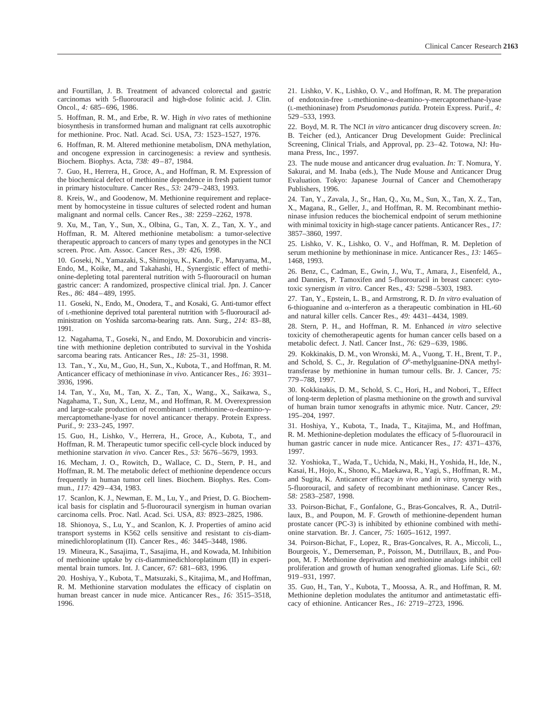and Fourtillan, J. B. Treatment of advanced colorectal and gastric carcinomas with 5-fluorouracil and high-dose folinic acid. J. Clin. Oncol., *4:* 685–696, 1986.

5. Hoffman, R. M., and Erbe, R. W. High *in vivo* rates of methionine biosynthesis in transformed human and malignant rat cells auxotrophic for methionine. Proc. Natl. Acad. Sci. USA, *73:* 1523–1527, 1976.

6. Hoffman, R. M. Altered methionine metabolism, DNA methylation, and oncogene expression in carcinogenesis: a review and synthesis. Biochem. Biophys. Acta, *738:* 49–87, 1984.

7. Guo, H., Herrera, H., Groce, A., and Hoffman, R. M. Expression of the biochemical defect of methionine dependence in fresh patient tumor in primary histoculture. Cancer Res., *53:* 2479–2483, 1993.

8. Kreis, W., and Goodenow, M. Methionine requirement and replacement by homocysteine in tissue cultures of selected rodent and human malignant and normal cells. Cancer Res., *38:* 2259–2262, 1978.

9. Xu, M., Tan, Y., Sun, X., Olbina, G., Tan, X. Z., Tan, X. Y., and Hoffman, R. M. Altered methionine metabolism: a tumor-selective therapeutic approach to cancers of many types and genotypes in the NCI screen. Proc. Am. Assoc. Cancer Res., *39:* 426, 1998.

10. Goseki, N., Yamazaki, S., Shimojyu, K., Kando, F., Maruyama, M., Endo, M., Koike, M., and Takahashi, H., Synergistic effect of methionine-depleting total parenteral nutrition with 5-fluorouracil on human gastric cancer: A randomized, prospective clinical trial. Jpn. J. Cancer Res., *86:* 484–489, 1995.

11. Goseki, N., Endo, M., Onodera, T., and Kosaki, G. Anti-tumor effect of L-methionine deprived total parenteral nutrition with 5-fluorouracil administration on Yoshida sarcoma-bearing rats. Ann. Surg., *214:* 83–88, 1991.

12. Nagahama, T., Goseki, N., and Endo, M. Doxorubicin and vincristine with methionine depletion contributed to survival in the Yoshida sarcoma bearing rats. Anticancer Res., *18:* 25–31, 1998.

13. Tan., Y., Xu, M., Guo, H., Sun, X., Kubota, T., and Hoffman, R. M. Anticancer efficacy of methioninase *in vivo*. Anticancer Res., *16:* 3931–3936, 1996.

14. Tan, Y., Xu, M., Tan, X. Z., Tan, X., Wang., X., Saikawa, S., Nagahama, T., Sun, X., Lenz, M., and Hoffman, R. M. Overexpression and large-scale production of recombinant L-methionine-α-deamino-γ-mercaptomethane-lyase for novel anticancer therapy. Protein Express. Purif., *9:* 233–245, 1997.

15. Guo, H., Lishko, V., Herrera, H., Groce, A., Kubota, T., and Hoffman, R. M. Therapeutic tumor specific cell-cycle block induced by methionine starvation *in vivo*. Cancer Res., *53:* 5676–5679, 1993.

16. Mecham, J. O., Rowitch, D., Wallace, C. D., Stern, P. H., and Hoffman, R. M. The metabolic defect of methionine dependence occurs frequently in human tumor cell lines. Biochem. Biophys. Res. Commun., *117:* 429–434, 1983.

17. Scanlon, K. J., Newman, E. M., Lu, Y., and Priest, D. G. Biochemical basis for cisplatin and 5-fluorouracil synergism in human ovarian carcinoma cells. Proc. Natl. Acad. Sci. USA, *83:* 8923–2825, 1986.

18. Shionoya, S., Lu, Y., and Scanlon, K. J. Properties of amino acid transport systems in K562 cells sensitive and resistant to *cis*-diamminedichloroplatinum (II). Cancer Res., *46:* 3445–3448, 1986.

19. Mineura, K., Sasajima, T., Sasajima, H., and Kowada, M. Inhibition of methionine uptake by *cis*-diamminedichloroplatinum (II) in experimental brain tumors. Int. J. Cancer, *67:* 681–683, 1996.

20. Hoshiya, Y., Kubota, T., Matsuzaki, S., Kitajima, M., and Hoffman, R. M. Methionine starvation modulates the efficacy of cisplatin on human breast cancer in nude mice. Anticancer Res., *16:* 3515–3518, 1996.

21. Lishko, V. K., Lishko, O. V., and Hoffman, R. M. The preparation of endotoxin-free L-methionine-α-deamino-γ-mercaptomethane-lyase (L-methioninase) from *Pseudomonas putida.* Protein Express. Purif., *4:* 529–533, 1993.

22. Boyd, M. R. The NCI *in vitro* anticancer drug discovery screen. *In:* B. Teicher (ed.), Anticancer Drug Development Guide: Preclinical Screening, Clinical Trials, and Approval, pp. 23–42. Totowa, NJ: Humana Press, Inc., 1997.

23. The nude mouse and anticancer drug evaluation. *In:* T. Nomura, Y. Sakurai, and M. Inaba (eds.), The Nude Mouse and Anticancer Drug Evaluation. Tokyo: Japanese Journal of Cancer and Chemotherapy Publishers, 1996.

24. Tan, Y., Zavala, J., Sr., Han, Q., Xu, M., Sun, X., Tan, X. Z., Tan, X., Magana, R., Geller, J., and Hoffman, R. M. Recombinant methioninase infusion reduces the biochemical endpoint of serum methionine with minimal toxicity in high-stage cancer patients. Anticancer Res., *17:* 3857–3860, 1997.

25. Lishko, V. K., Lishko, O. V., and Hoffman, R. M. Depletion of serum methionine by methioninase in mice. Anticancer Res., *13:* 1465–1468, 1993.

26. Benz, C., Cadman, E., Gwin, J., Wu, T., Amara, J., Eisenfeld, A., and Dannies, P. Tamoxifen and 5-fluorouracil in breast cancer: cytotoxic synergism *in vitro*. Cancer Res., *43:* 5298–5303, 1983.

27. Tan, Y., Epstein, L. B., and Armstrong, R. D. *In vitro* evaluation of 6-thioguanine and α-interferon as a therapeutic combination in HL-60 and natural killer cells. Cancer Res., *49:* 4431–4434, 1989.

28. Stern, P. H., and Hoffman, R. M. Enhanced *in vitro* selective toxicity of chemotherapeutic agents for human cancer cells based on a metabolic defect. J. Natl. Cancer Inst., *76:* 629–639, 1986.

29. Kokkinakis, D. M., von Wronski, M. A., Vuong, T. H., Brent, T. P., and Schold, S. C., Jr. Regulation of $O^6$-methylguanine-DNA methyltransferase by methionine in human tumour cells. Br. J. Cancer, *75:* 779–788, 1997.

30. Kokkinakis, D. M., Schold, S. C., Hori, H., and Nobori, T., Effect of long-term depletion of plasma methionine on the growth and survival of human brain tumor xenografts in athymic mice. Nutr. Cancer, *29:* 195–204, 1997.

31. Hoshiya, Y., Kubota, T., Inada, T., Kitajima, M., and Hoffman, R. M. Methionine-depletion modulates the efficacy of 5-fluorouracil in human gastric cancer in nude mice. Anticancer Res., *17:* 4371–4376, 1997.

32. Yoshioka, T., Wada, T., Uchida, N., Maki, H., Yoshida, H., Ide, N., Kasai, H., Hojo, K., Shono, K., Maekawa, R., Yagi, S., Hoffman, R. M., and Sugita, K. Anticancer efficacy *in vivo* and *in vitro*, synergy with 5-fluorouracil, and safety of recombinant methioninase. Cancer Res., *58:* 2583–2587, 1998.

33. Poirson-Bichat, F., Gonfalone, G., Bras-Goncalves, R. A., Dutrillaux, B., and Poupon, M. F. Growth of methionine-dependent human prostate cancer (PC-3) is inhibited by ethionine combined with methionine starvation. Br. J. Cancer, *75:* 1605–1612, 1997.

34. Poirson-Bichat, F., Lopez, R., Bras-Goncalves, R. A., Miccoli, L., Bourgeois, Y., Demerseman, P., Poisson, M., Dutrillaux, B., and Poupon, M. F. Methionine deprivation and methionine analogs inhibit cell proliferation and growth of human xenografted gliomas. Life Sci., *60:* 919–931, 1997.

35. Guo, H., Tan, Y., Kubota, T., Moossa, A. R., and Hoffman, R. M. Methionine depletion modulates the antitumor and antimetastatic efficacy of ethionine. Anticancer Res., *16:* 2719–2723, 1996.